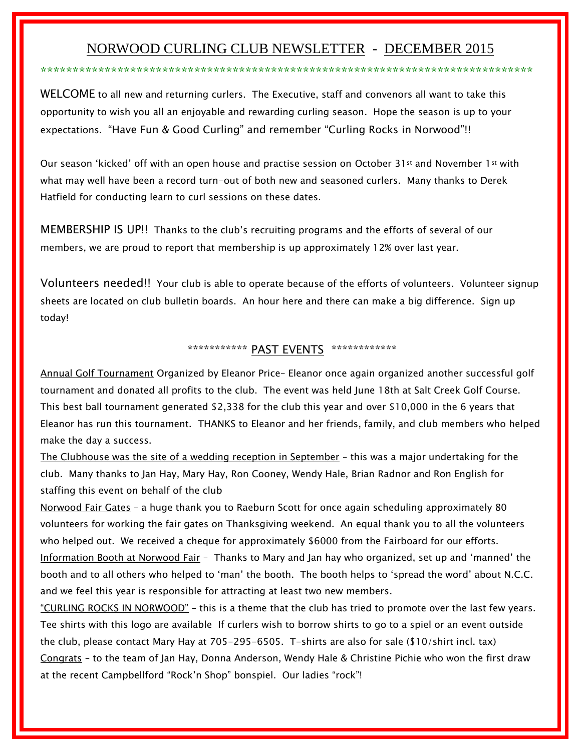# NORWOOD CURLING CLUB NEWSLETTER - DECEMBER 2015

*******************************************************************************

**WELCOME** to all new and returning curlers. The Executive, staff and convenors all want to take this opportunity to wish you all an enjoyable and rewarding curling season. Hope the season is up to your expectations. "Have Fun & Good Curling" and remember "Curling Rocks in Norwood"!!

Our season 'kicked' off with an open house and practise session on October 31st and November 1st with what may well have been a record turn-out of both new and seasoned curlers. Many thanks to Derek Hatfield for conducting learn to curl sessions on these dates.

**MEMBERSHIP IS UP!!** Thanks to the club's recruiting programs and the efforts of several of our members, we are proud to report that membership is up approximately 12% over last year.

**Volunteers needed!!** Your club is able to operate because of the efforts of volunteers. Volunteer signup sheets are located on club bulletin boards. An hour here and there can make a big difference. Sign up today!

## *********** PAST EVENTS ************

Annual Golf Tournament Organized by Eleanor Price– Eleanor once again organized another successful golf tournament and donated all profits to the club. The event was held June 18th at Salt Creek Golf Course. This best ball tournament generated $2,338 for the club this year and over $10,000 in the 6 years that Eleanor has run this tournament. THANKS to Eleanor and her friends, family, and club members who helped make the day a success.

The Clubhouse was the site of a wedding reception in September – this was a major undertaking for the club. Many thanks to Jan Hay, Mary Hay, Ron Cooney, Wendy Hale, Brian Radnor and Ron English for staffing this event on behalf of the club

Norwood Fair Gates – a huge thank you to Raeburn Scott for once again scheduling approximately 80 volunteers for working the fair gates on Thanksgiving weekend. An equal thank you to all the volunteers who helped out. We received a cheque for approximately $6000 from the Fairboard for our efforts.

Information Booth at Norwood Fair – Thanks to Mary and Jan hay who organized, set up and 'manned' the booth and to all others who helped to 'man' the booth. The booth helps to 'spread the word' about N.C.C. and we feel this year is responsible for attracting at least two new members.

"CURLING ROCKS IN NORWOOD" – this is a theme that the club has tried to promote over the last few years. Tee shirts with this logo are available If curlers wish to borrow shirts to go to a spiel or an event outside the club, please contact Mary Hay at 705-295-6505. T-shirts are also for sale ($10/shirt incl. tax)

Congrats – to the team of Jan Hay, Donna Anderson, Wendy Hale & Christine Pichie who won the first draw at the recent Campbellford "Rock'n Shop" bonspiel. Our ladies "rock"!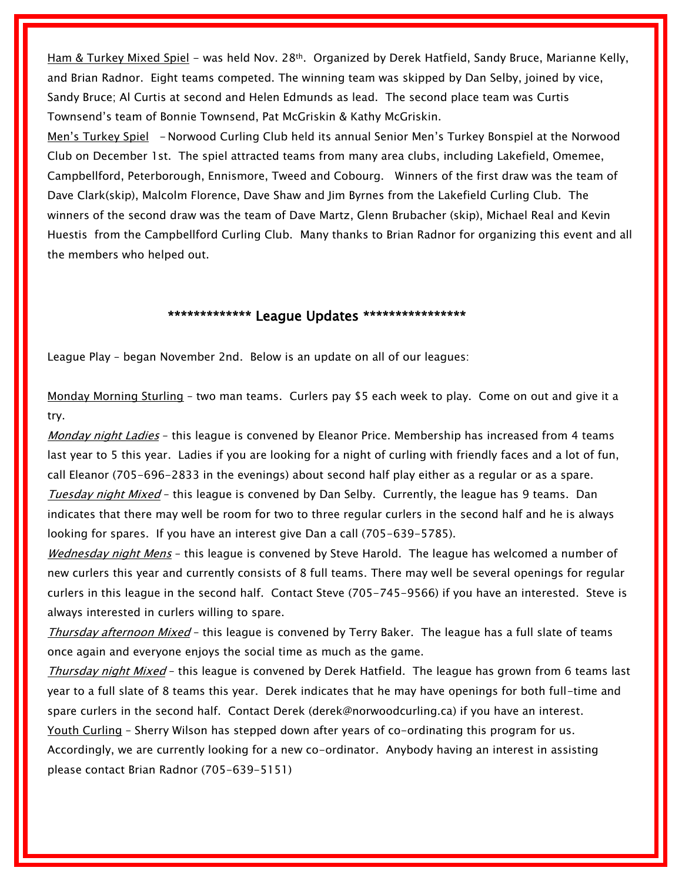<u>Ham & Turkey Mixed Spiel</u> – was held Nov. 28th. Organized by Derek Hatfield, Sandy Bruce, Marianne Kelly, and Brian Radnor. Eight teams competed. The winning team was skipped by Dan Selby, joined by vice, Sandy Bruce; Al Curtis at second and Helen Edmunds as lead. The second place team was Curtis Townsend's team of Bonnie Townsend, Pat McGriskin & Kathy McGriskin.

<u>Men's Turkey Spiel</u> – Norwood Curling Club held its annual Senior Men's Turkey Bonspiel at the Norwood Club on December 1st. The spiel attracted teams from many area clubs, including Lakefield, Omemee, Campbellford, Peterborough, Ennismore, Tweed and Cobourg. Winners of the first draw was the team of Dave Clark(skip), Malcolm Florence, Dave Shaw and Jim Byrnes from the Lakefield Curling Club. The winners of the second draw was the team of Dave Martz, Glenn Brubacher (skip), Michael Real and Kevin Huestis from the Campbellford Curling Club. Many thanks to Brian Radnor for organizing this event and all the members who helped out.

## ************* League Updates ****************

League Play – began November 2nd. Below is an update on all of our leagues:

<u>Monday Morning Sturling</u> – two man teams. Curlers pay $5 each week to play. Come on out and give it a try.

<u>*Monday night Ladies*</u> – this league is convened by Eleanor Price. Membership has increased from 4 teams last year to 5 this year. Ladies if you are looking for a night of curling with friendly faces and a lot of fun, call Eleanor (705-696-2833 in the evenings) about second half play either as a regular or as a spare.

<u>*Tuesday night Mixed*</u> – this league is convened by Dan Selby. Currently, the league has 9 teams. Dan indicates that there may well be room for two to three regular curlers in the second half and he is always looking for spares. If you have an interest give Dan a call (705-639-5785).

<u>*Wednesday night Mens*</u> – this league is convened by Steve Harold. The league has welcomed a number of new curlers this year and currently consists of 8 full teams. There may well be several openings for regular curlers in this league in the second half. Contact Steve (705-745-9566) if you have an interested. Steve is always interested in curlers willing to spare.

<u>*Thursday afternoon Mixed*</u> – this league is convened by Terry Baker. The league has a full slate of teams once again and everyone enjoys the social time as much as the game.

<u>*Thursday night Mixed*</u> – this league is convened by Derek Hatfield. The league has grown from 6 teams last year to a full slate of 8 teams this year. Derek indicates that he may have openings for both full-time and spare curlers in the second half. Contact Derek (derek@norwoodcurling.ca) if you have an interest.

<u>Youth Curling</u> – Sherry Wilson has stepped down after years of co-ordinating this program for us. Accordingly, we are currently looking for a new co-ordinator. Anybody having an interest in assisting please contact Brian Radnor (705-639-5151)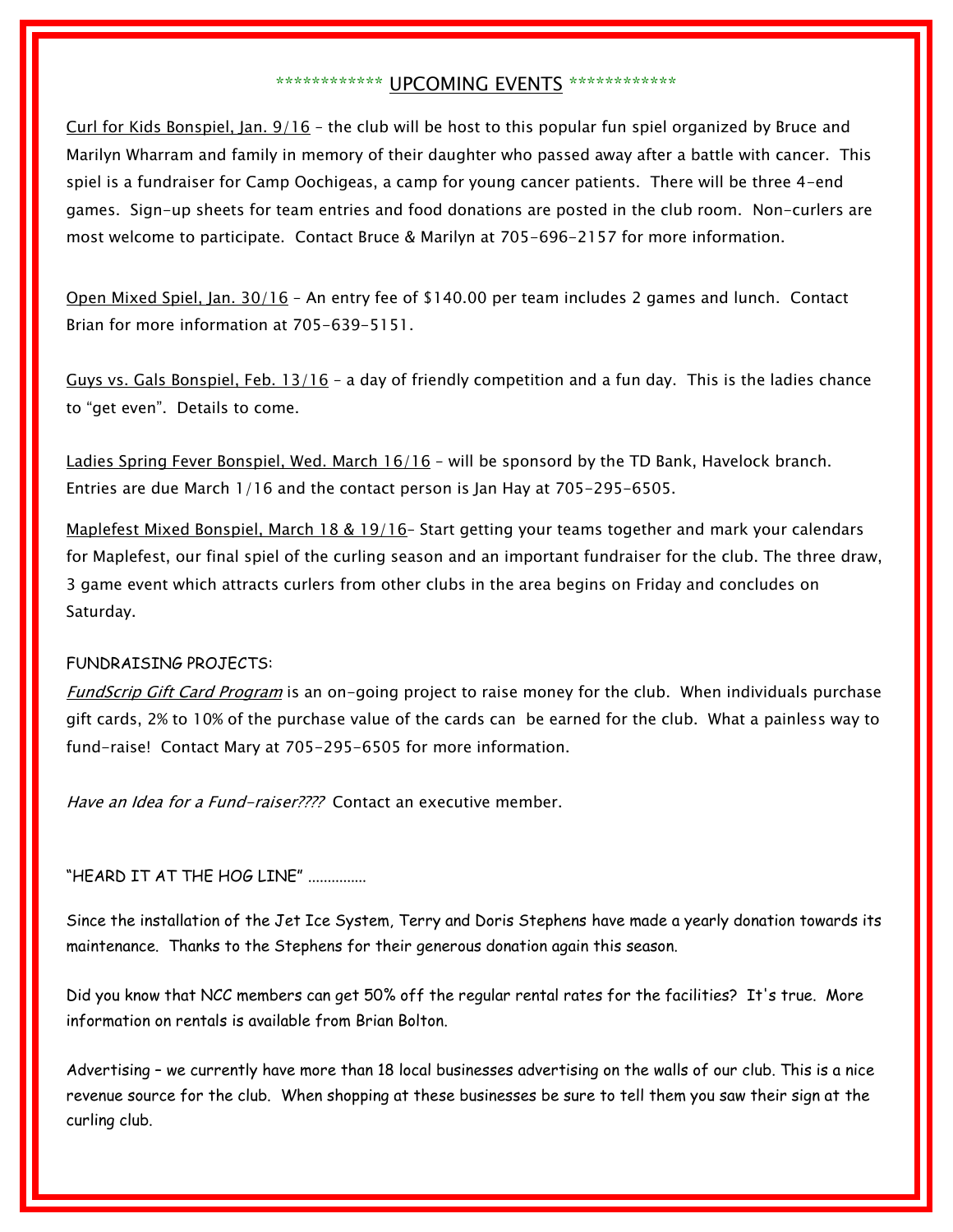## ************ UPCOMING EVENTS ************

Curl for Kids Bonspiel, Jan. 9/16 – the club will be host to this popular fun spiel organized by Bruce and Marilyn Wharram and family in memory of their daughter who passed away after a battle with cancer. This spiel is a fundraiser for Camp Oochigeas, a camp for young cancer patients. There will be three 4-end games. Sign-up sheets for team entries and food donations are posted in the club room. Non-curlers are most welcome to participate. Contact Bruce & Marilyn at 705-696-2157 for more information.

Open Mixed Spiel, Jan. 30/16 – An entry fee of $140.00 per team includes 2 games and lunch. Contact Brian for more information at 705-639-5151.

Guys vs. Gals Bonspiel, Feb. 13/16 – a day of friendly competition and a fun day. This is the ladies chance to "get even". Details to come.

Ladies Spring Fever Bonspiel, Wed. March 16/16 – will be sponsord by the TD Bank, Havelock branch. Entries are due March 1/16 and the contact person is Jan Hay at 705-295-6505.

Maplefest Mixed Bonspiel, March 18 & 19/16– Start getting your teams together and mark your calendars for Maplefest, our final spiel of the curling season and an important fundraiser for the club. The three draw, 3 game event which attracts curlers from other clubs in the area begins on Friday and concludes on Saturday.

FUNDRAISING PROJECTS:

*FundScrip Gift Card Program* is an on-going project to raise money for the club. When individuals purchase gift cards, 2% to 10% of the purchase value of the cards can be earned for the club. What a painless way to fund-raise! Contact Mary at 705-295-6505 for more information.

*Have an Idea for a Fund-raiser????* Contact an executive member.

"HEARD IT AT THE HOG LINE" ...............

Since the installation of the Jet Ice System, Terry and Doris Stephens have made a yearly donation towards its maintenance. Thanks to the Stephens for their generous donation again this season.

Did you know that NCC members can get 50% off the regular rental rates for the facilities? It's true. More information on rentals is available from Brian Bolton.

Advertising – we currently have more than 18 local businesses advertising on the walls of our club. This is a nice revenue source for the club. When shopping at these businesses be sure to tell them you saw their sign at the curling club.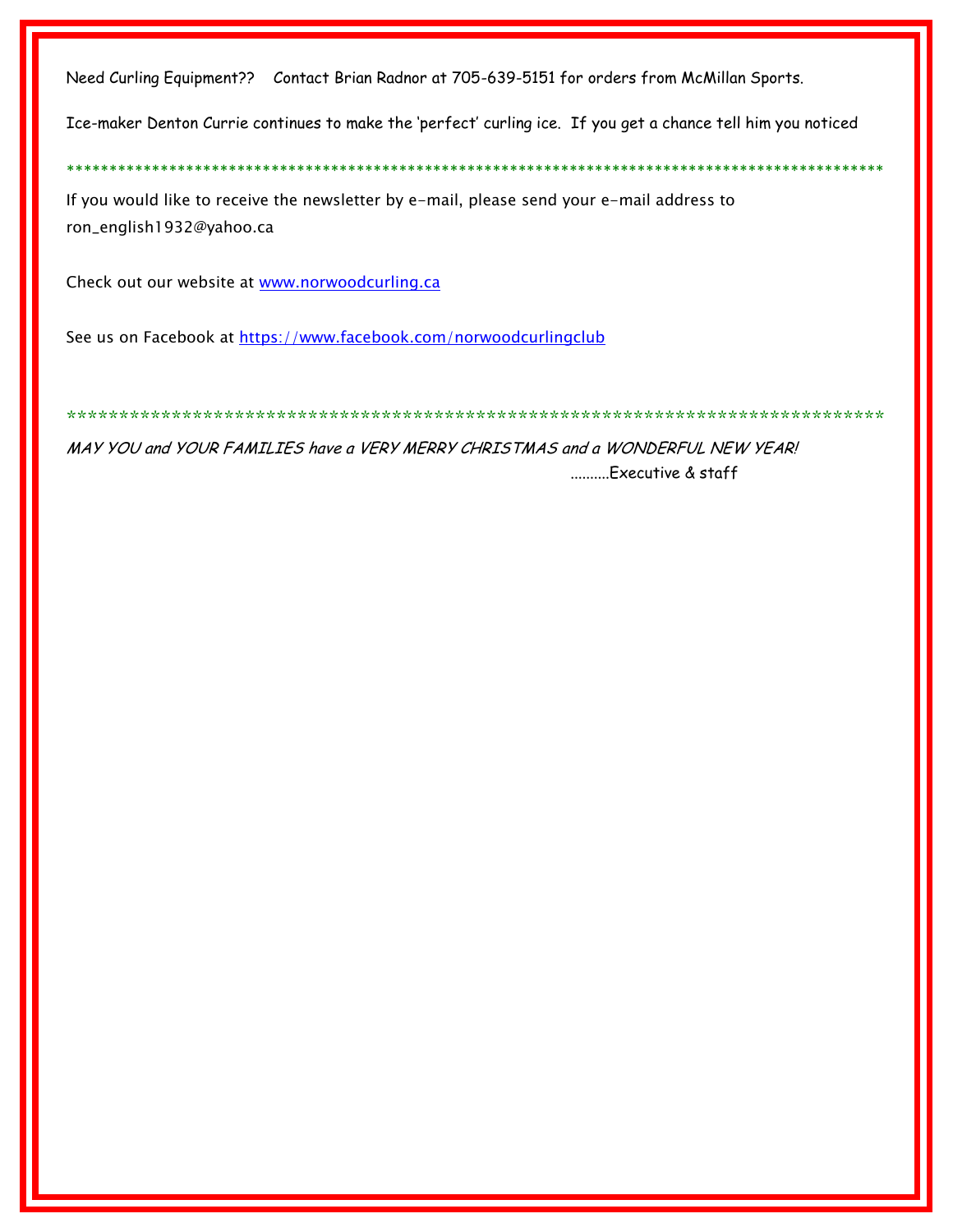Need Curling Equipment?? Contact Brian Radnor at 705-639-5151 for orders from McMillan Sports.

Ice-maker Denton Currie continues to make the 'perfect' curling ice. If you get a chance tell him you noticed

*****************************************************************************************************

If you would like to receive the newsletter by e-mail, please send your e-mail address to ron_english1932@yahoo.ca

Check out our website at [www.norwoodcurling.ca](http://www.norwoodcurling.ca)

See us on Facebook at [https://www.facebook.com/norwoodcurlingclub](https://www.facebook.com/norwoodcurlingclub)

*************************************************************************************

*MAY YOU and YOUR FAMILIES have a VERY MERRY CHRISTMAS and a WONDERFUL NEW YEAR!*

..........Executive & staff